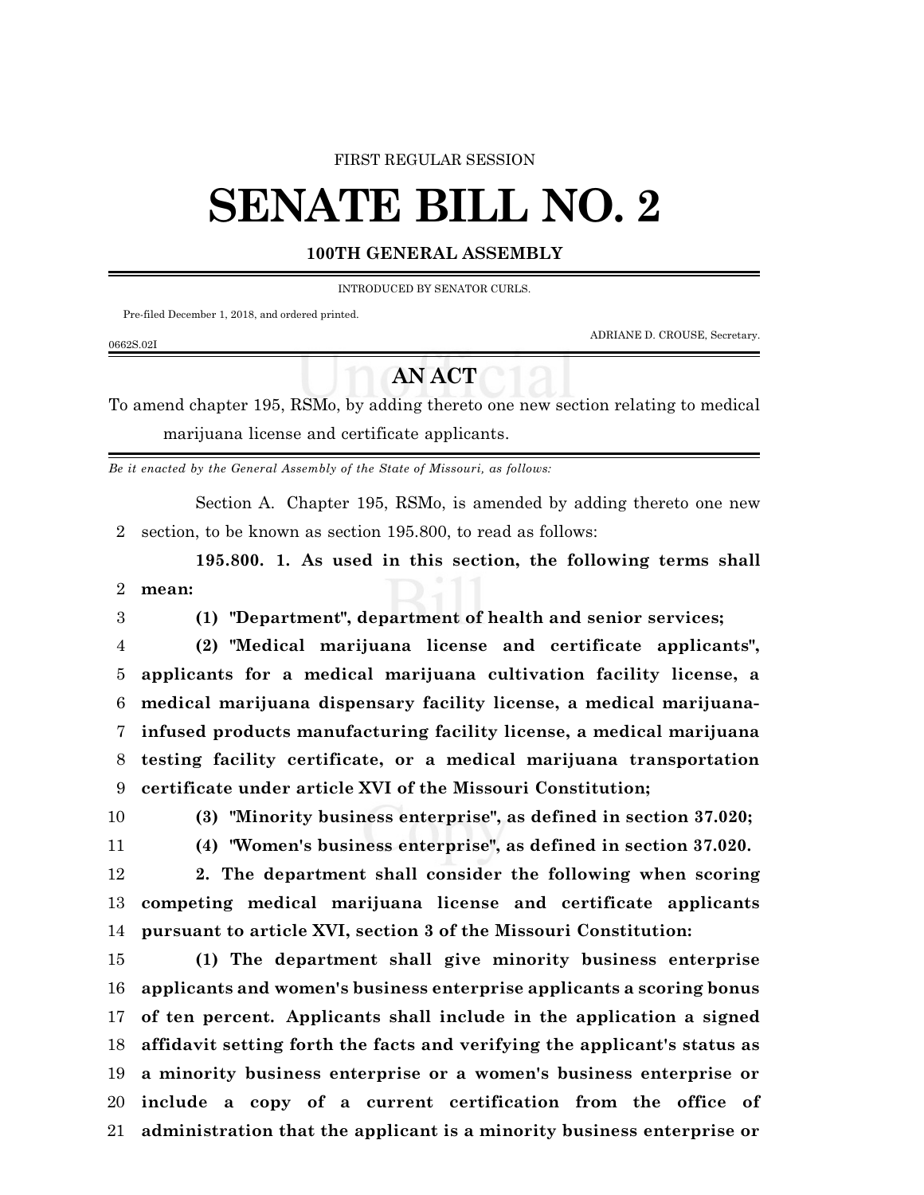FIRST REGULAR SESSION

# SENATE BILL NO. 2

**100TH GENERAL ASSEMBLY**

INTRODUCED BY SENATOR CURLS.

Pre-filed December 1, 2018, and ordered printed.

ADRIANE D. CROUSE, Secretary.

0662S.02I

## AN ACT

To amend chapter 195, RSMo, by adding thereto one new section relating to medical marijuana license and certificate applicants.

*Be it enacted by the General Assembly of the State of Missouri, as follows:*

Section A. Chapter 195, RSMo, is amended by adding thereto one new section, to be known as section 195.800, to read as follows:

**195.800. 1. As used in this section, the following terms shall mean:**

**(1) "Department", department of health and senior services;**

**(2) "Medical marijuana license and certificate applicants", applicants for a medical marijuana cultivation facility license, a medical marijuana dispensary facility license, a medical marijuana-infused products manufacturing facility license, a medical marijuana testing facility certificate, or a medical marijuana transportation certificate under article XVI of the Missouri Constitution;**

**(3) "Minority business enterprise", as defined in section 37.020;**

**(4) "Women's business enterprise", as defined in section 37.020.**

**2. The department shall consider the following when scoring competing medical marijuana license and certificate applicants pursuant to article XVI, section 3 of the Missouri Constitution:**

**(1) The department shall give minority business enterprise applicants and women's business enterprise applicants a scoring bonus of ten percent. Applicants shall include in the application a signed affidavit setting forth the facts and verifying the applicant's status as a minority business enterprise or a women's business enterprise or include a copy of a current certification from the office of administration that the applicant is a minority business enterprise or**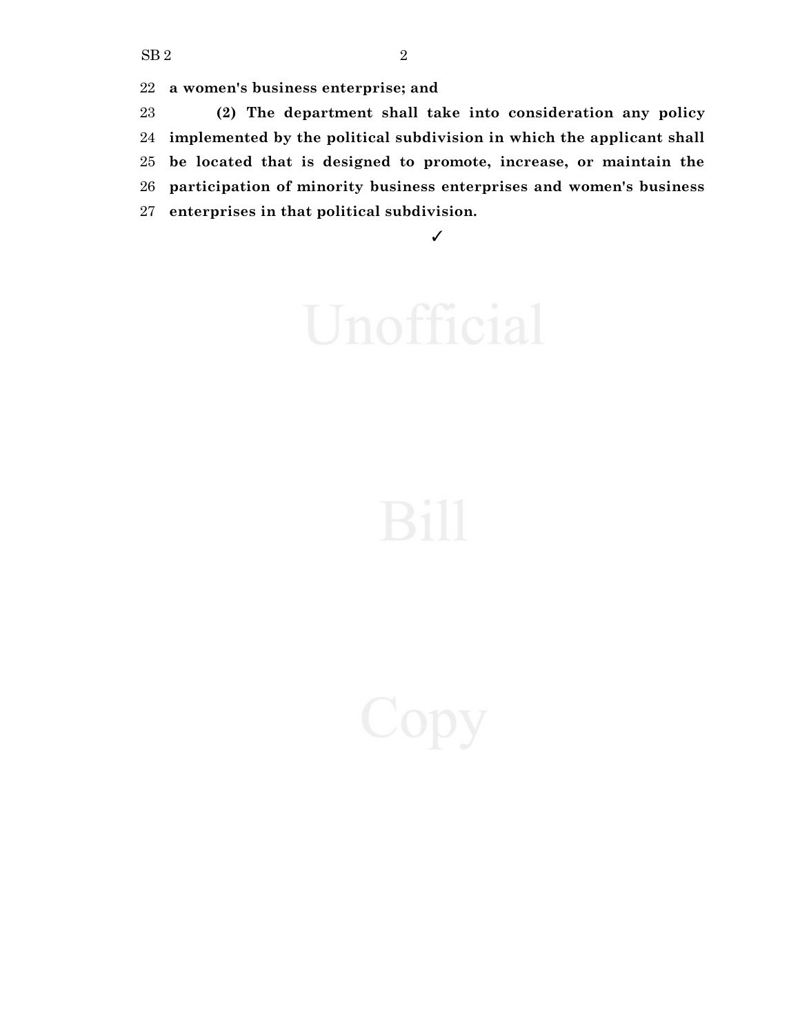**a women's business enterprise; and**

**(2) The department shall take into consideration any policy implemented by the political subdivision in which the applicant shall be located that is designed to promote, increase, or maintain the participation of minority business enterprises and women's business enterprises in that political subdivision.**

✓